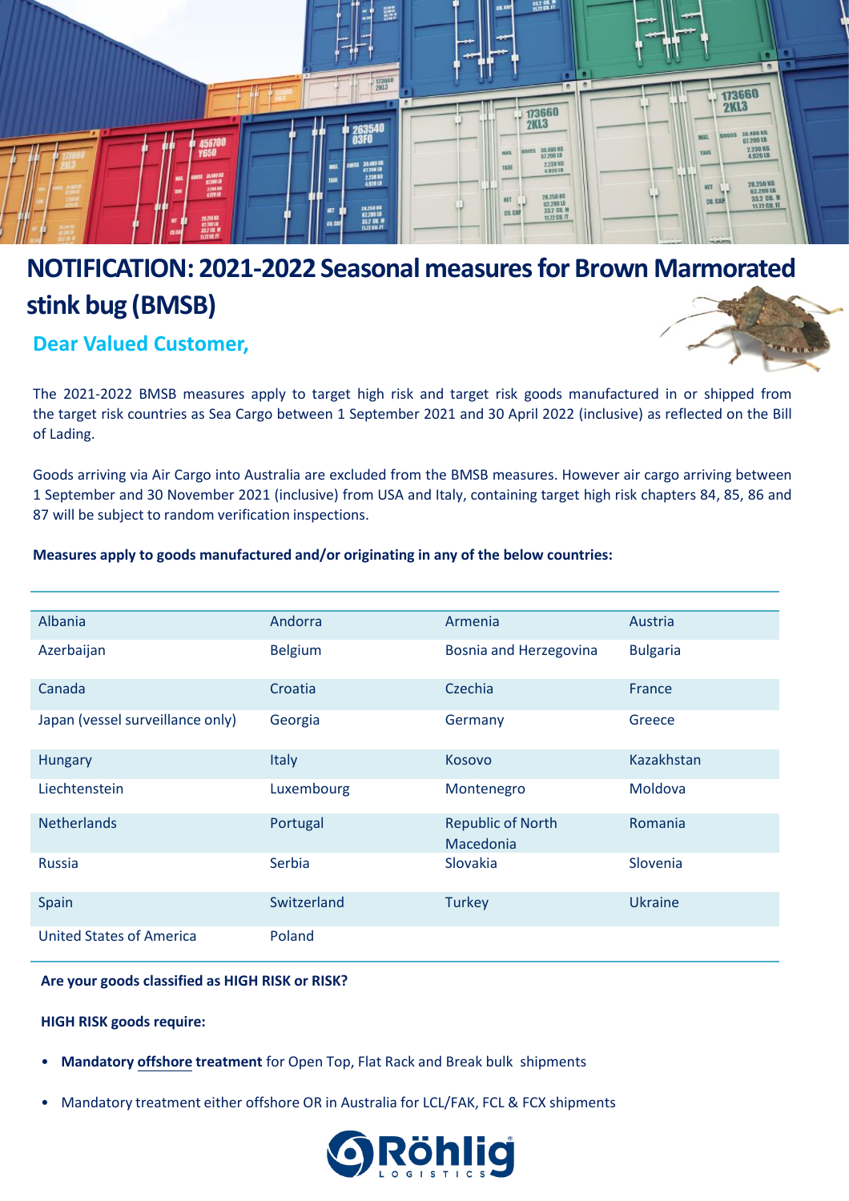# NOTIFICATION: 2021-2022 Seasonal measures for Brown Marmorated stink bug (BMSB)

## Dear Valued Customer,

The 2021-2022 BMSB measures apply to target high risk and target risk goods manufactured in or shipped from the target risk countries as Sea Cargo between 1 September 2021 and 30 April 2022 (inclusive) as reflected on the Bill of Lading.

Goods arriving via Air Cargo into Australia are excluded from the BMSB measures. However air cargo arriving between 1 September and 30 November 2021 (inclusive) from USA and Italy, containing target high risk chapters 84, 85, 86 and 87 will be subject to random verification inspections.

**Measures apply to goods manufactured and/or originating in any of the below countries:**

| | | | |
|---|---|---|---|
| Albania | Andorra | Armenia | Austria |
| Azerbaijan | Belgium | Bosnia and Herzegovina | Bulgaria |
| Canada | Croatia | Czechia | France |
| Japan (vessel surveillance only) | Georgia | Germany | Greece |
| Hungary | Italy | Kosovo | Kazakhstan |
| Liechtenstein | Luxembourg | Montenegro | Moldova |
| Netherlands | Portugal | Republic of North Macedonia | Romania |
| Russia | Serbia | Slovakia | Slovenia |
| Spain | Switzerland | Turkey | Ukraine |
| United States of America | Poland | | |

**Are your goods classified as HIGH RISK or RISK?**

**HIGH RISK goods require:**

- **Mandatory offshore treatment** for Open Top, Flat Rack and Break bulk shipments
- Mandatory treatment either offshore OR in Australia for LCL/FAK, FCL & FCX shipments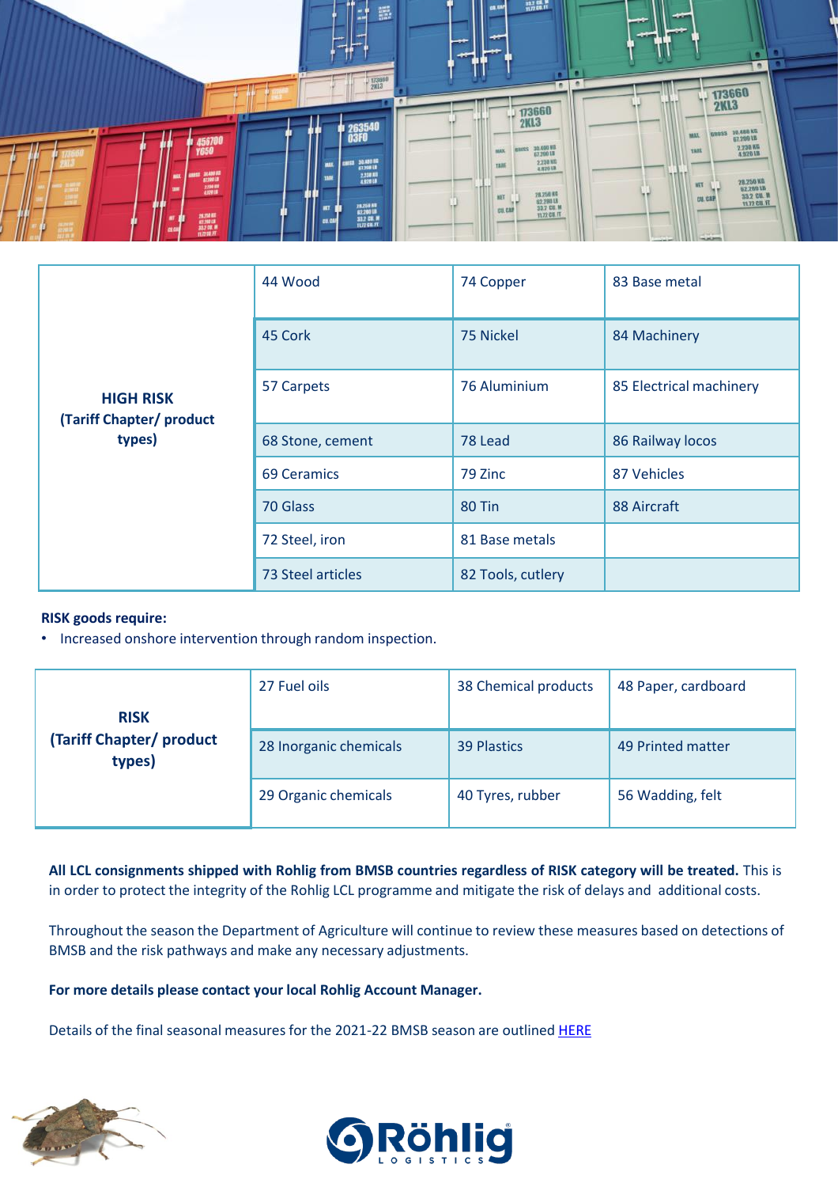| | | | |
|---|---|---|---|
| **HIGH RISK (Tariff Chapter/ product types)** | 44 Wood | 74 Copper | 83 Base metal |
| | 45 Cork | 75 Nickel | 84 Machinery |
| | 57 Carpets | 76 Aluminium | 85 Electrical machinery |
| | 68 Stone, cement | 78 Lead | 86 Railway locos |
| | 69 Ceramics | 79 Zinc | 87 Vehicles |
| | 70 Glass | 80 Tin | 88 Aircraft |
| | 72 Steel, iron | 81 Base metals | |
| | 73 Steel articles | 82 Tools, cutlery | |

**RISK goods require:**

- Increased onshore intervention through random inspection.

| | | | |
|---|---|---|---|
| **RISK (Tariff Chapter/ product types)** | 27 Fuel oils | 38 Chemical products | 48 Paper, cardboard |
| | 28 Inorganic chemicals | 39 Plastics | 49 Printed matter |
| | 29 Organic chemicals | 40 Tyres, rubber | 56 Wadding, felt |

**All LCL consignments shipped with Rohlig from BMSB countries regardless of RISK category will be treated.** This is in order to protect the integrity of the Rohlig LCL programme and mitigate the risk of delays and additional costs.

Throughout the season the Department of Agriculture will continue to review these measures based on detections of BMSB and the risk pathways and make any necessary adjustments.

**For more details please contact your local Rohlig Account Manager.**

Details of the final seasonal measures for the 2021-22 BMSB season are outlined HERE

Röhlig LOGISTICS